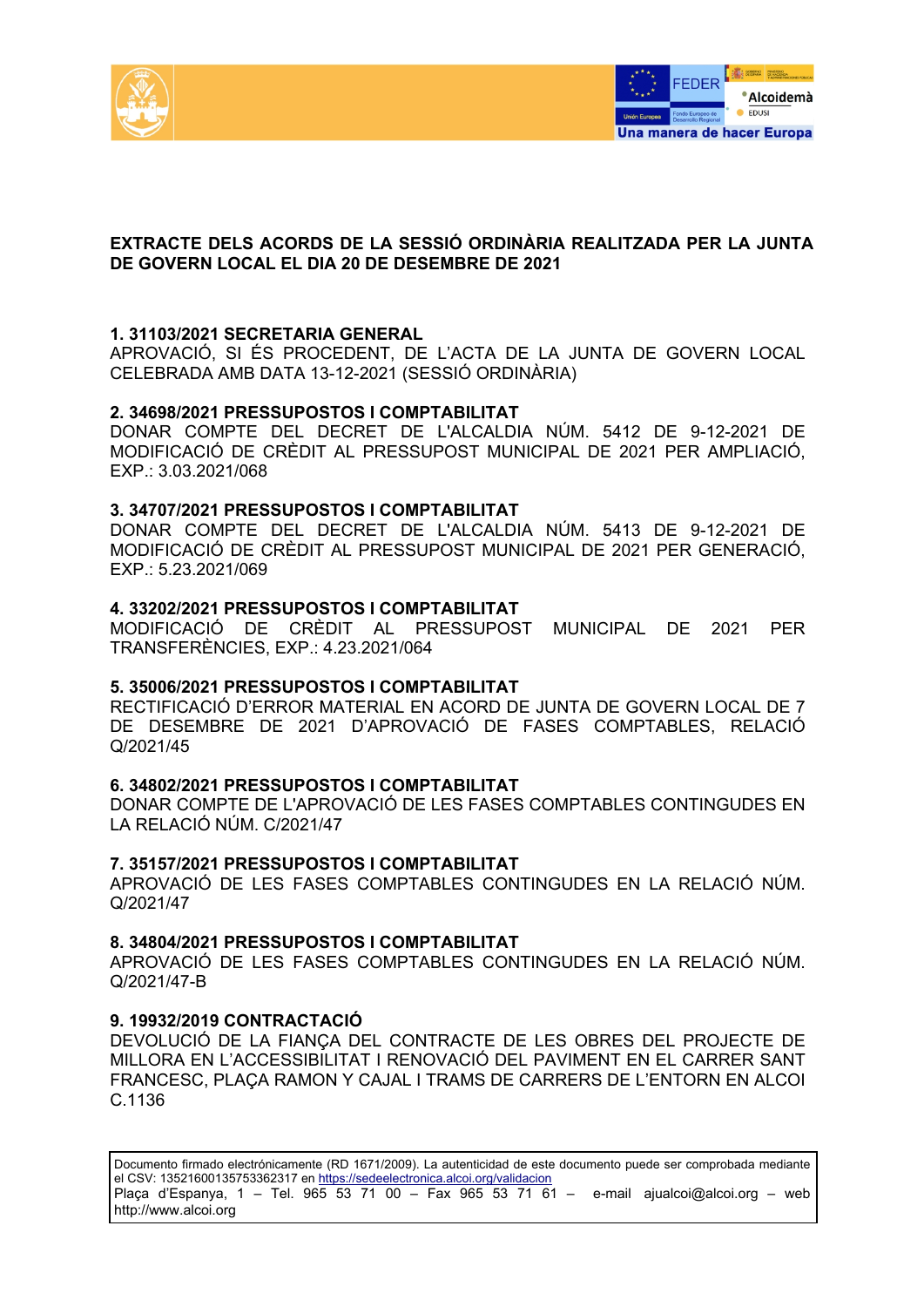# EXTRACTE DELS ACORDS DE LA SESSIÓ ORDINÀRIA REALITZADA PER LA JUNTA DE GOVERN LOCAL EL DIA 20 DE DESEMBRE DE 2021

**1. 31103/2021 SECRETARIA GENERAL**
APROVACIÓ, SI ÉS PROCEDENT, DE L'ACTA DE LA JUNTA DE GOVERN LOCAL CELEBRADA AMB DATA 13-12-2021 (SESSIÓ ORDINÀRIA)

**2. 34698/2021 PRESSUPOSTOS I COMPTABILITAT**
DONAR COMPTE DEL DECRET DE L'ALCALDIA NÚM. 5412 DE 9-12-2021 DE MODIFICACIÓ DE CRÈDIT AL PRESSUPOST MUNICIPAL DE 2021 PER AMPLIACIÓ, EXP.: 3.03.2021/068

**3. 34707/2021 PRESSUPOSTOS I COMPTABILITAT**
DONAR COMPTE DEL DECRET DE L'ALCALDIA NÚM. 5413 DE 9-12-2021 DE MODIFICACIÓ DE CRÈDIT AL PRESSUPOST MUNICIPAL DE 2021 PER GENERACIÓ, EXP.: 5.23.2021/069

**4. 33202/2021 PRESSUPOSTOS I COMPTABILITAT**
MODIFICACIÓ DE CRÈDIT AL PRESSUPOST MUNICIPAL DE 2021 PER TRANSFERÈNCIES, EXP.: 4.23.2021/064

**5. 35006/2021 PRESSUPOSTOS I COMPTABILITAT**
RECTIFICACIÓ D'ERROR MATERIAL EN ACORD DE JUNTA DE GOVERN LOCAL DE 7 DE DESEMBRE DE 2021 D'APROVACIÓ DE FASES COMPTABLES, RELACIÓ Q/2021/45

**6. 34802/2021 PRESSUPOSTOS I COMPTABILITAT**
DONAR COMPTE DE L'APROVACIÓ DE LES FASES COMPTABLES CONTINGUDES EN LA RELACIÓ NÚM. C/2021/47

**7. 35157/2021 PRESSUPOSTOS I COMPTABILITAT**
APROVACIÓ DE LES FASES COMPTABLES CONTINGUDES EN LA RELACIÓ NÚM. Q/2021/47

**8. 34804/2021 PRESSUPOSTOS I COMPTABILITAT**
APROVACIÓ DE LES FASES COMPTABLES CONTINGUDES EN LA RELACIÓ NÚM. Q/2021/47-B

**9. 19932/2019 CONTRACTACIÓ**
DEVOLUCIÓ DE LA FIANÇA DEL CONTRACTE DE LES OBRES DEL PROJECTE DE MILLORA EN L'ACCESSIBILITAT I RENOVACIÓ DEL PAVIMENT EN EL CARRER SANT FRANCESC, PLAÇA RAMON Y CAJAL I TRAMS DE CARRERS DE L'ENTORN EN ALCOI C.1136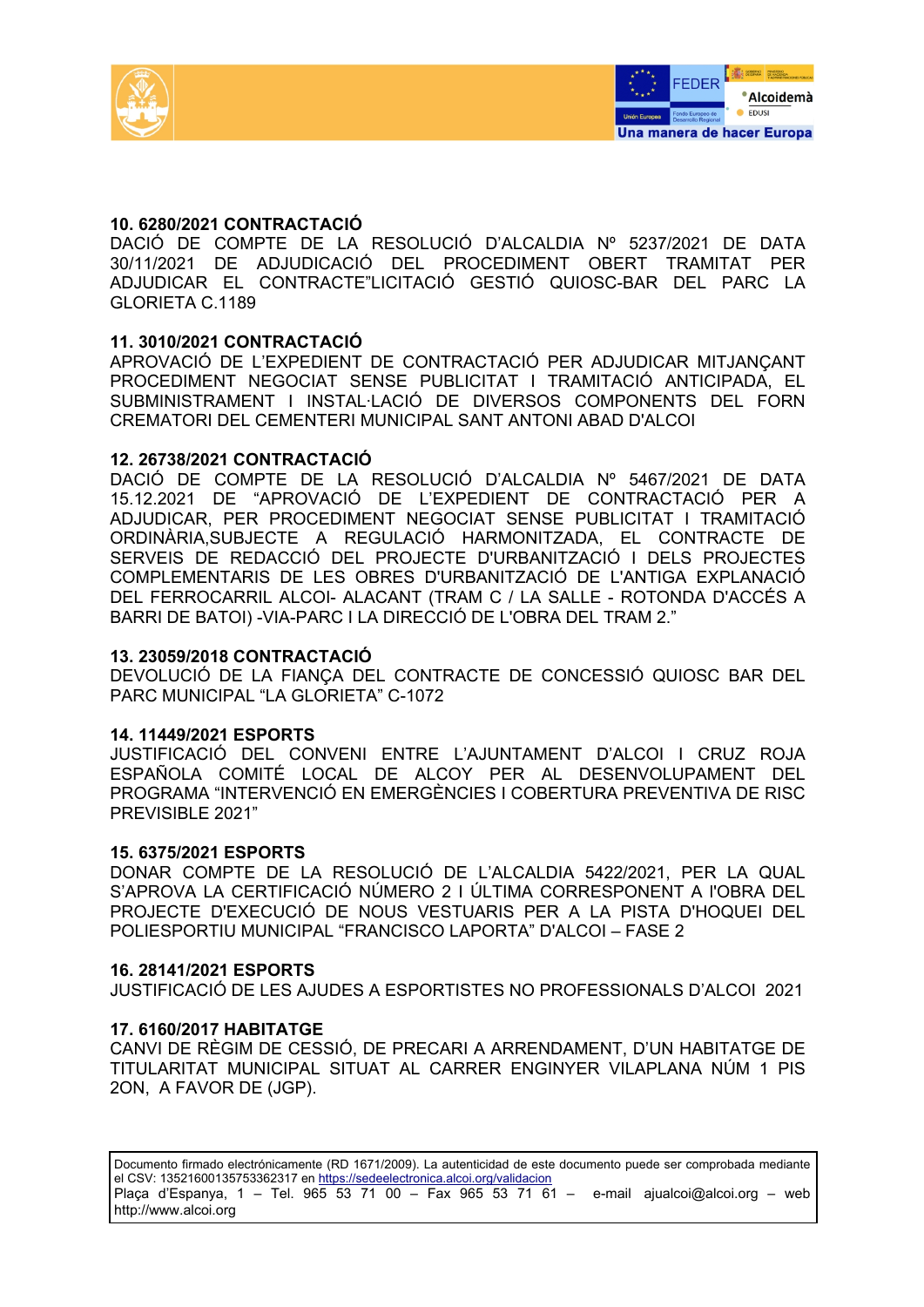**10. 6280/2021 CONTRACTACIÓ**

DACIÓ DE COMPTE DE LA RESOLUCIÓ D'ALCALDIA Nº 5237/2021 DE DATA 30/11/2021 DE ADJUDICACIÓ DEL PROCEDIMENT OBERT TRAMITAT PER ADJUDICAR EL CONTRACTE"LICITACIÓ GESTIÓ QUIOSC-BAR DEL PARC LA GLORIETA C.1189

**11. 3010/2021 CONTRACTACIÓ**

APROVACIÓ DE L'EXPEDIENT DE CONTRACTACIÓ PER ADJUDICAR MITJANÇANT PROCEDIMENT NEGOCIAT SENSE PUBLICITAT I TRAMITACIÓ ANTICIPADA, EL SUBMINISTRAMENT I INSTAL·LACIÓ DE DIVERSOS COMPONENTS DEL FORN CREMATORI DEL CEMENTERI MUNICIPAL SANT ANTONI ABAD D'ALCOI

**12. 26738/2021 CONTRACTACIÓ**

DACIÓ DE COMPTE DE LA RESOLUCIÓ D'ALCALDIA Nº 5467/2021 DE DATA 15.12.2021 DE "APROVACIÓ DE L'EXPEDIENT DE CONTRACTACIÓ PER A ADJUDICAR, PER PROCEDIMENT NEGOCIAT SENSE PUBLICITAT I TRAMITACIÓ ORDINÀRIA,SUBJECTE A REGULACIÓ HARMONITZADA, EL CONTRACTE DE SERVEIS DE REDACCIÓ DEL PROJECTE D'URBANITZACIÓ I DELS PROJECTES COMPLEMENTARIS DE LES OBRES D'URBANITZACIÓ DE L'ANTIGA EXPLANACIÓ DEL FERROCARRIL ALCOI- ALACANT (TRAM C / LA SALLE - ROTONDA D'ACCÉS A BARRI DE BATOI) -VIA-PARC I LA DIRECCIÓ DE L'OBRA DEL TRAM 2."

**13. 23059/2018 CONTRACTACIÓ**

DEVOLUCIÓ DE LA FIANÇA DEL CONTRACTE DE CONCESSIÓ QUIOSC BAR DEL PARC MUNICIPAL "LA GLORIETA" C-1072

**14. 11449/2021 ESPORTS**

JUSTIFICACIÓ DEL CONVENI ENTRE L'AJUNTAMENT D'ALCOI I CRUZ ROJA ESPAÑOLA COMITÉ LOCAL DE ALCOY PER AL DESENVOLUPAMENT DEL PROGRAMA "INTERVENCIÓ EN EMERGÈNCIES I COBERTURA PREVENTIVA DE RISC PREVISIBLE 2021"

**15. 6375/2021 ESPORTS**

DONAR COMPTE DE LA RESOLUCIÓ DE L'ALCALDIA 5422/2021, PER LA QUAL S'APROVA LA CERTIFICACIÓ NÚMERO 2 I ÚLTIMA CORRESPONENT A l'OBRA DEL PROJECTE D'EXECUCIÓ DE NOUS VESTUARIS PER A LA PISTA D'HOQUEI DEL POLIESPORTIU MUNICIPAL "FRANCISCO LAPORTA" D'ALCOI – FASE 2

**16. 28141/2021 ESPORTS**

JUSTIFICACIÓ DE LES AJUDES A ESPORTISTES NO PROFESSIONALS D'ALCOI 2021

**17. 6160/2017 HABITATGE**

CANVI DE RÈGIM DE CESSIÓ, DE PRECARI A ARRENDAMENT, D'UN HABITATGE DE TITULARITAT MUNICIPAL SITUAT AL CARRER ENGINYER VILAPLANA NÚM 1 PIS 2ON, A FAVOR DE (JGP).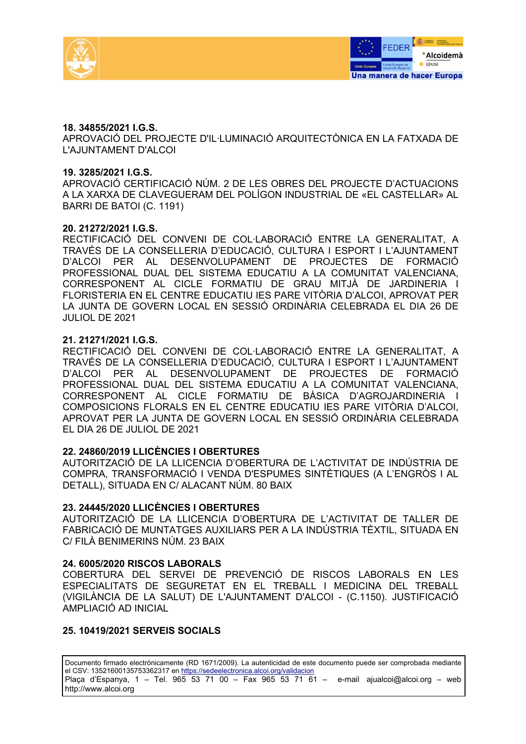**18. 34855/2021 I.G.S.**
APROVACIÓ DEL PROJECTE D'IL·LUMINACIÓ ARQUITECTÒNICA EN LA FATXADA DE L'AJUNTAMENT D'ALCOI

**19. 3285/2021 I.G.S.**
APROVACIÓ CERTIFICACIÓ NÚM. 2 DE LES OBRES DEL PROJECTE D'ACTUACIONS A LA XARXA DE CLAVEGUERAM DEL POLÍGON INDUSTRIAL DE «EL CASTELLAR» AL BARRI DE BATOI (C. 1191)

**20. 21272/2021 I.G.S.**
RECTIFICACIÓ DEL CONVENI DE COL·LABORACIÓ ENTRE LA GENERALITAT, A TRAVÉS DE LA CONSELLERIA D'EDUCACIÓ, CULTURA I ESPORT I L'AJUNTAMENT D'ALCOI PER AL DESENVOLUPAMENT DE PROJECTES DE FORMACIÓ PROFESSIONAL DUAL DEL SISTEMA EDUCATIU A LA COMUNITAT VALENCIANA, CORRESPONENT AL CICLE FORMATIU DE GRAU MITJÀ DE JARDINERIA I FLORISTERIA EN EL CENTRE EDUCATIU IES PARE VITÒRIA D'ALCOI, APROVAT PER LA JUNTA DE GOVERN LOCAL EN SESSIÓ ORDINÀRIA CELEBRADA EL DIA 26 DE JULIOL DE 2021

**21. 21271/2021 I.G.S.**
RECTIFICACIÓ DEL CONVENI DE COL·LABORACIÓ ENTRE LA GENERALITAT, A TRAVÉS DE LA CONSELLERIA D'EDUCACIÓ, CULTURA I ESPORT I L'AJUNTAMENT D'ALCOI PER AL DESENVOLUPAMENT DE PROJECTES DE FORMACIÓ PROFESSIONAL DUAL DEL SISTEMA EDUCATIU A LA COMUNITAT VALENCIANA, CORRESPONENT AL CICLE FORMATIU DE BÀSICA D'AGROJARDINERIA I COMPOSICIONS FLORALS EN EL CENTRE EDUCATIU IES PARE VITÒRIA D'ALCOI, APROVAT PER LA JUNTA DE GOVERN LOCAL EN SESSIÓ ORDINÀRIA CELEBRADA EL DIA 26 DE JULIOL DE 2021

**22. 24860/2019 LLICÈNCIES I OBERTURES**
AUTORITZACIÓ DE LA LLICENCIA D'OBERTURA DE L'ACTIVITAT DE INDÚSTRIA DE COMPRA, TRANSFORMACIÓ I VENDA D'ESPUMES SINTÈTIQUES (A L'ENGRÒS I AL DETALL), SITUADA EN C/ ALACANT NÚM. 80 BAIX

**23. 24445/2020 LLICÈNCIES I OBERTURES**
AUTORITZACIÓ DE LA LLICENCIA D'OBERTURA DE L'ACTIVITAT DE TALLER DE FABRICACIÓ DE MUNTATGES AUXILIARS PER A LA INDÚSTRIA TÈXTIL, SITUADA EN C/ FILÀ BENIMERINS NÚM. 23 BAIX

**24. 6005/2020 RISCOS LABORALS**
COBERTURA DEL SERVEI DE PREVENCIÓ DE RISCOS LABORALS EN LES ESPECIALITATS DE SEGURETAT EN EL TREBALL I MEDICINA DEL TREBALL (VIGILÀNCIA DE LA SALUT) DE L'AJUNTAMENT D'ALCOI - (C.1150). JUSTIFICACIÓ AMPLIACIÓ AD INICIAL

**25. 10419/2021 SERVEIS SOCIALS**

Documento firmado electrónicamente (RD 1671/2009). La autenticidad de este documento puede ser comprobada mediante el CSV: 13521600135753362317 en https://sedeelectronica.alcoi.org/validacion
Plaça d'Espanya, 1 – Tel. 965 53 71 00 – Fax 965 53 71 61 – e-mail ajualcoi@alcoi.org – web http://www.alcoi.org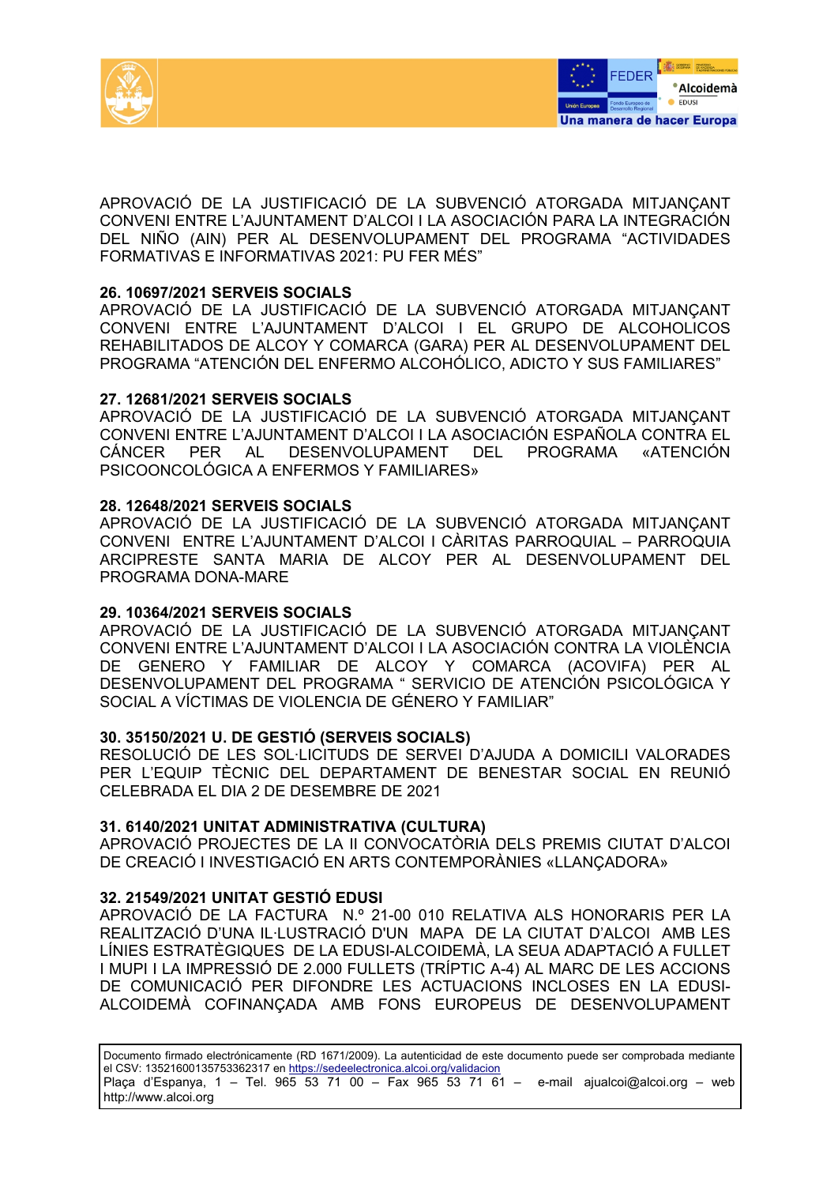APROVACIÓ DE LA JUSTIFICACIÓ DE LA SUBVENCIÓ ATORGADA MITJANÇANT CONVENI ENTRE L'AJUNTAMENT D'ALCOI I LA ASOCIACIÓN PARA LA INTEGRACIÓN DEL NIÑO (AIN) PER AL DESENVOLUPAMENT DEL PROGRAMA "ACTIVIDADES FORMATIVAS E INFORMATIVAS 2021: PU FER MÉS"

**26. 10697/2021 SERVEIS SOCIALS**
APROVACIÓ DE LA JUSTIFICACIÓ DE LA SUBVENCIÓ ATORGADA MITJANÇANT CONVENI ENTRE L'AJUNTAMENT D'ALCOI I EL GRUPO DE ALCOHOLICOS REHABILITADOS DE ALCOY Y COMARCA (GARA) PER AL DESENVOLUPAMENT DEL PROGRAMA "ATENCIÓN DEL ENFERMO ALCOHÓLICO, ADICTO Y SUS FAMILIARES"

**27. 12681/2021 SERVEIS SOCIALS**
APROVACIÓ DE LA JUSTIFICACIÓ DE LA SUBVENCIÓ ATORGADA MITJANÇANT CONVENI ENTRE L'AJUNTAMENT D'ALCOI I LA ASOCIACIÓN ESPAÑOLA CONTRA EL CÁNCER PER AL DESENVOLUPAMENT DEL PROGRAMA «ATENCIÓN PSICOONCOLÓGICA A ENFERMOS Y FAMILIARES»

**28. 12648/2021 SERVEIS SOCIALS**
APROVACIÓ DE LA JUSTIFICACIÓ DE LA SUBVENCIÓ ATORGADA MITJANÇANT CONVENI ENTRE L'AJUNTAMENT D'ALCOI I CÀRITAS PARROQUIAL – PARROQUIA ARCIPRESTE SANTA MARIA DE ALCOY PER AL DESENVOLUPAMENT DEL PROGRAMA DONA-MARE

**29. 10364/2021 SERVEIS SOCIALS**
APROVACIÓ DE LA JUSTIFICACIÓ DE LA SUBVENCIÓ ATORGADA MITJANÇANT CONVENI ENTRE L'AJUNTAMENT D'ALCOI I LA ASOCIACIÓN CONTRA LA VIOLÈNCIA DE GENERO Y FAMILIAR DE ALCOY Y COMARCA (ACOVIFA) PER AL DESENVOLUPAMENT DEL PROGRAMA " SERVICIO DE ATENCIÓN PSICOLÓGICA Y SOCIAL A VÍCTIMAS DE VIOLENCIA DE GÉNERO Y FAMILIAR"

**30. 35150/2021 U. DE GESTIÓ (SERVEIS SOCIALS)**
RESOLUCIÓ DE LES SOL·LICITUDS DE SERVEI D'AJUDA A DOMICILI VALORADES PER L'EQUIP TÈCNIC DEL DEPARTAMENT DE BENESTAR SOCIAL EN REUNIÓ CELEBRADA EL DIA 2 DE DESEMBRE DE 2021

**31. 6140/2021 UNITAT ADMINISTRATIVA (CULTURA)**
APROVACIÓ PROJECTES DE LA II CONVOCATÒRIA DELS PREMIS CIUTAT D'ALCOI DE CREACIÓ I INVESTIGACIÓ EN ARTS CONTEMPORÀNIES «LLANÇADORA»

**32. 21549/2021 UNITAT GESTIÓ EDUSI**
APROVACIÓ DE LA FACTURA N.º 21-00 010 RELATIVA ALS HONORARIS PER LA REALITZACIÓ D'UNA IL·LUSTRACIÓ D'UN MAPA DE LA CIUTAT D'ALCOI AMB LES LÍNIES ESTRATÈGIQUES DE LA EDUSI-ALCOIDEMÀ, LA SEUA ADAPTACIÓ A FULLET I MUPI I LA IMPRESSIÓ DE 2.000 FULLETS (TRÍPTIC A-4) AL MARC DE LES ACCIONS DE COMUNICACIÓ PER DIFONDRE LES ACTUACIONS INCLOSES EN LA EDUSI-ALCOIDEMÀ COFINANÇADA AMB FONS EUROPEUS DE DESENVOLUPAMENT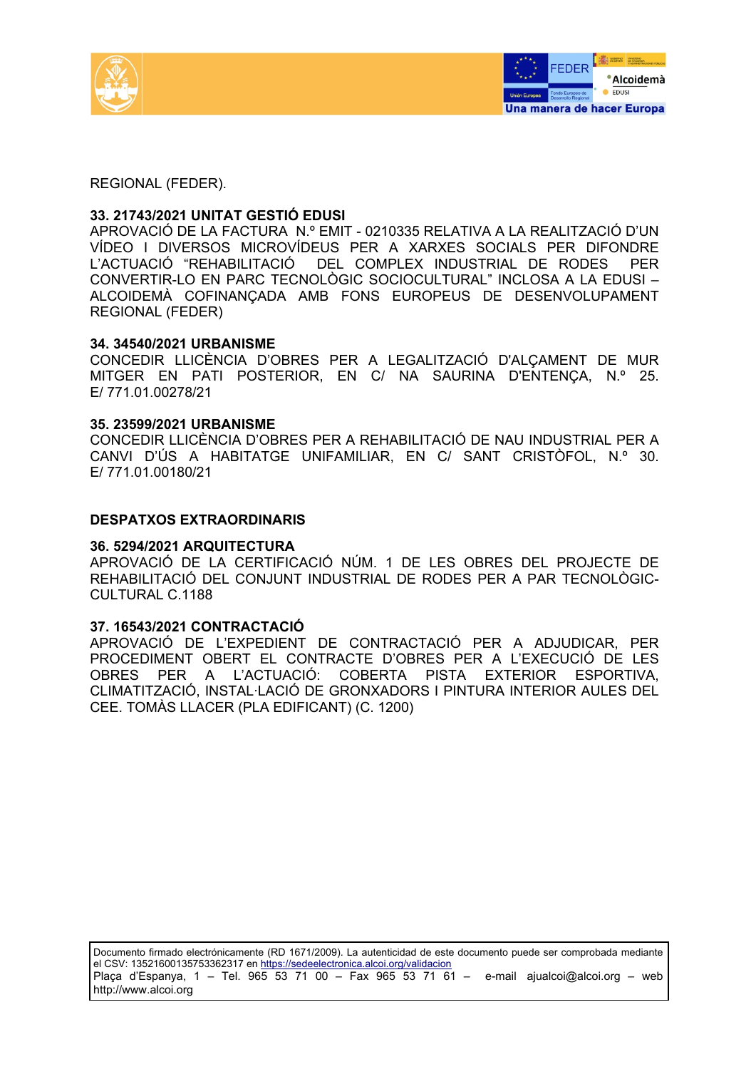REGIONAL (FEDER).

**33. 21743/2021 UNITAT GESTIÓ EDUSI**
APROVACIÓ DE LA FACTURA N.º EMIT - 0210335 RELATIVA A LA REALITZACIÓ D'UN VÍDEO I DIVERSOS MICROVÍDEUS PER A XARXES SOCIALS PER DIFONDRE L'ACTUACIÓ "REHABILITACIÓ DEL COMPLEX INDUSTRIAL DE RODES PER CONVERTIR-LO EN PARC TECNOLÒGIC SOCIOCULTURAL" INCLOSA A LA EDUSI – ALCOIDEMÀ COFINANÇADA AMB FONS EUROPEUS DE DESENVOLUPAMENT REGIONAL (FEDER)

**34. 34540/2021 URBANISME**
CONCEDIR LLICÈNCIA D'OBRES PER A LEGALITZACIÓ D'ALÇAMENT DE MUR MITGER EN PATI POSTERIOR, EN C/ NA SAURINA D'ENTENÇA, N.º 25. E/ 771.01.00278/21

**35. 23599/2021 URBANISME**
CONCEDIR LLICÈNCIA D'OBRES PER A REHABILITACIÓ DE NAU INDUSTRIAL PER A CANVI D'ÚS A HABITATGE UNIFAMILIAR, EN C/ SANT CRISTÒFOL, N.º 30. E/ 771.01.00180/21

**DESPATXOS EXTRAORDINARIS**

**36. 5294/2021 ARQUITECTURA**
APROVACIÓ DE LA CERTIFICACIÓ NÚM. 1 DE LES OBRES DEL PROJECTE DE REHABILITACIÓ DEL CONJUNT INDUSTRIAL DE RODES PER A PAR TECNOLÒGIC-CULTURAL C.1188

**37. 16543/2021 CONTRACTACIÓ**
APROVACIÓ DE L'EXPEDIENT DE CONTRACTACIÓ PER A ADJUDICAR, PER PROCEDIMENT OBERT EL CONTRACTE D'OBRES PER A L'EXECUCIÓ DE LES OBRES PER A L'ACTUACIÓ: COBERTA PISTA EXTERIOR ESPORTIVA, CLIMATITZACIÓ, INSTAL·LACIÓ DE GRONXADORS I PINTURA INTERIOR AULES DEL CEE. TOMÀS LLACER (PLA EDIFICANT) (C. 1200)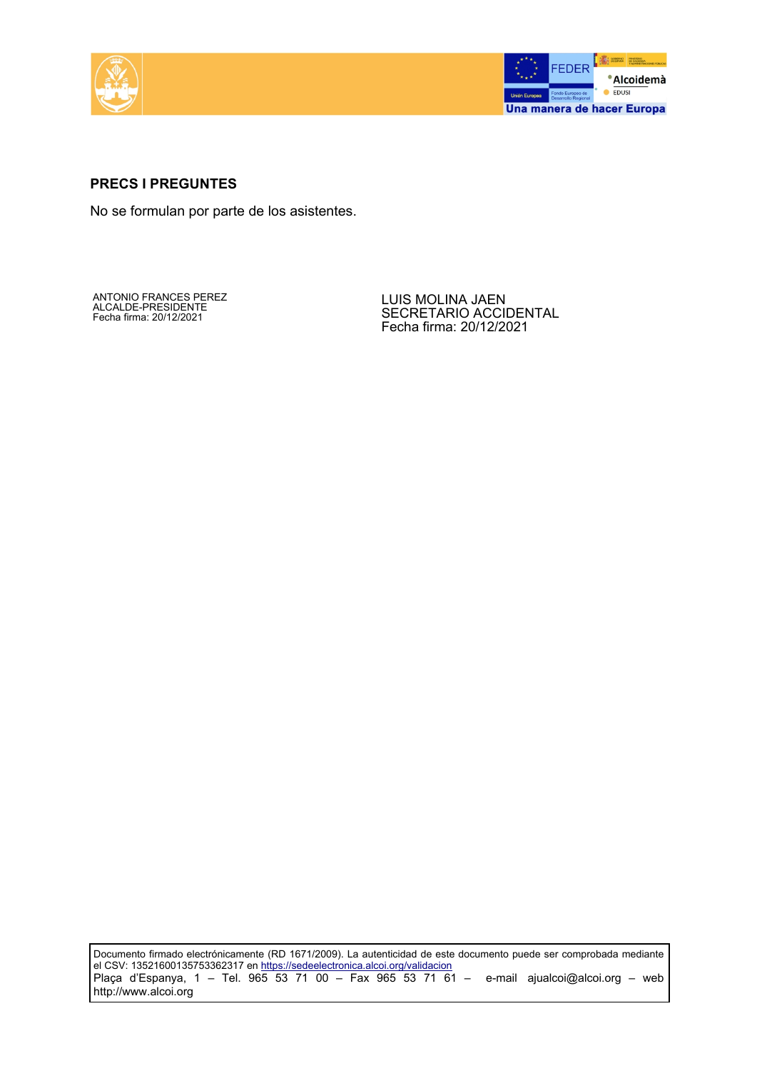**PRECS I PREGUNTES**

No se formulan por parte de los asistentes.

ANTONIO FRANCES PEREZ
ALCALDE-PRESIDENTE
Fecha firma: 20/12/2021

LUIS MOLINA JAEN
SECRETARIO ACCIDENTAL
Fecha firma: 20/12/2021

Documento firmado electrónicamente (RD 1671/2009). La autenticidad de este documento puede ser comprobada mediante el CSV: 13521600135753362317 en https://sedeelectronica.alcoi.org/validacion
Plaça d'Espanya, 1 – Tel. 965 53 71 00 – Fax 965 53 71 61 – e-mail ajualcoi@alcoi.org – web http://www.alcoi.org